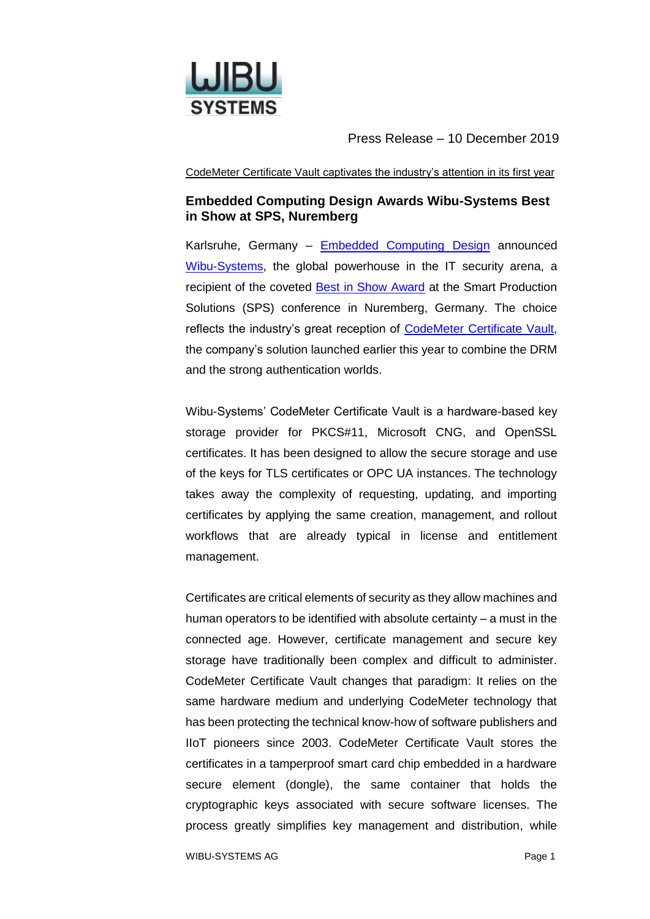Press Release – 10 December 2019

CodeMeter Certificate Vault captivates the industry's attention in its first year

## Embedded Computing Design Awards Wibu-Systems Best in Show at SPS, Nuremberg

Karlsruhe, Germany – Embedded Computing Design announced Wibu-Systems, the global powerhouse in the IT security arena, a recipient of the coveted Best in Show Award at the Smart Production Solutions (SPS) conference in Nuremberg, Germany. The choice reflects the industry's great reception of CodeMeter Certificate Vault, the company's solution launched earlier this year to combine the DRM and the strong authentication worlds.

Wibu-Systems' CodeMeter Certificate Vault is a hardware-based key storage provider for PKCS#11, Microsoft CNG, and OpenSSL certificates. It has been designed to allow the secure storage and use of the keys for TLS certificates or OPC UA instances. The technology takes away the complexity of requesting, updating, and importing certificates by applying the same creation, management, and rollout workflows that are already typical in license and entitlement management.

Certificates are critical elements of security as they allow machines and human operators to be identified with absolute certainty – a must in the connected age. However, certificate management and secure key storage have traditionally been complex and difficult to administer. CodeMeter Certificate Vault changes that paradigm: It relies on the same hardware medium and underlying CodeMeter technology that has been protecting the technical know-how of software publishers and IIoT pioneers since 2003. CodeMeter Certificate Vault stores the certificates in a tamperproof smart card chip embedded in a hardware secure element (dongle), the same container that holds the cryptographic keys associated with secure software licenses. The process greatly simplifies key management and distribution, while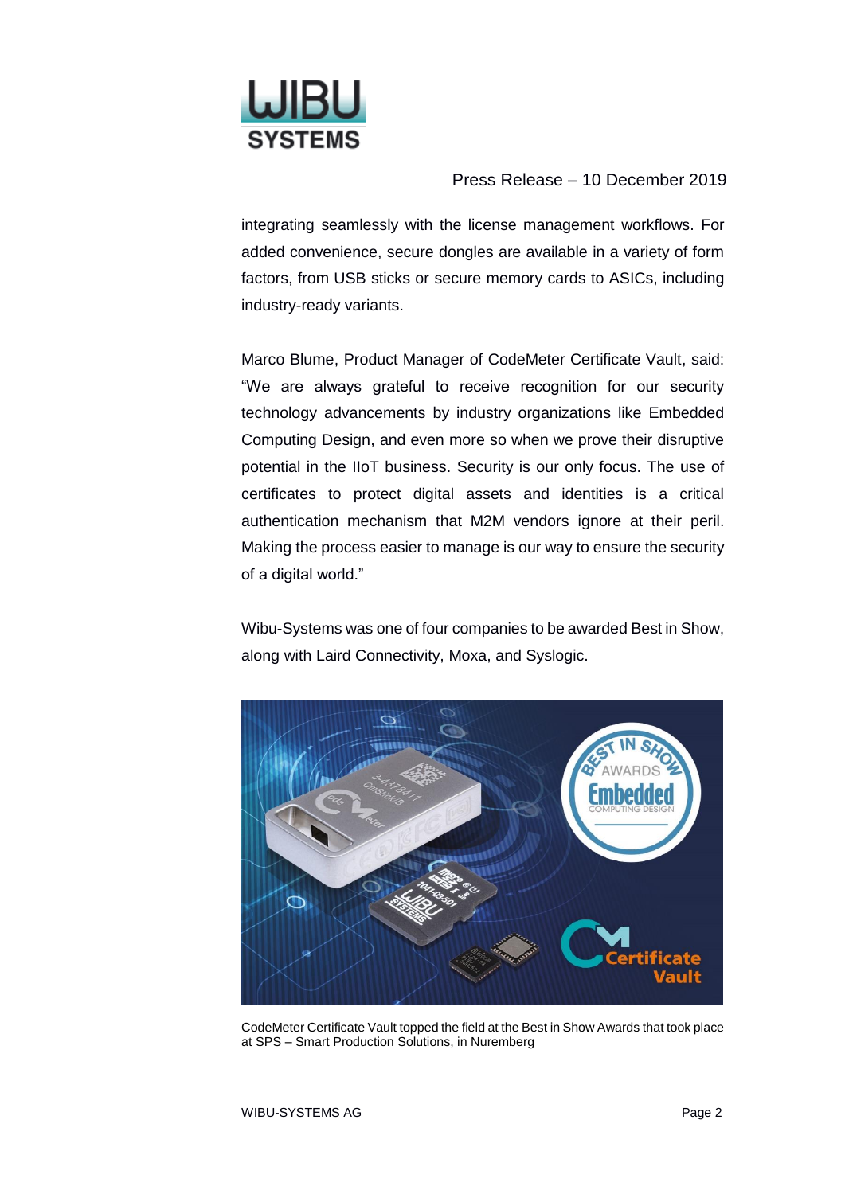integrating seamlessly with the license management workflows. For added convenience, secure dongles are available in a variety of form factors, from USB sticks or secure memory cards to ASICs, including industry-ready variants.

Marco Blume, Product Manager of CodeMeter Certificate Vault, said: "We are always grateful to receive recognition for our security technology advancements by industry organizations like Embedded Computing Design, and even more so when we prove their disruptive potential in the IIoT business. Security is our only focus. The use of certificates to protect digital assets and identities is a critical authentication mechanism that M2M vendors ignore at their peril. Making the process easier to manage is our way to ensure the security of a digital world."

Wibu-Systems was one of four companies to be awarded Best in Show, along with Laird Connectivity, Moxa, and Syslogic.

CodeMeter Certificate Vault topped the field at the Best in Show Awards that took place at SPS – Smart Production Solutions, in Nuremberg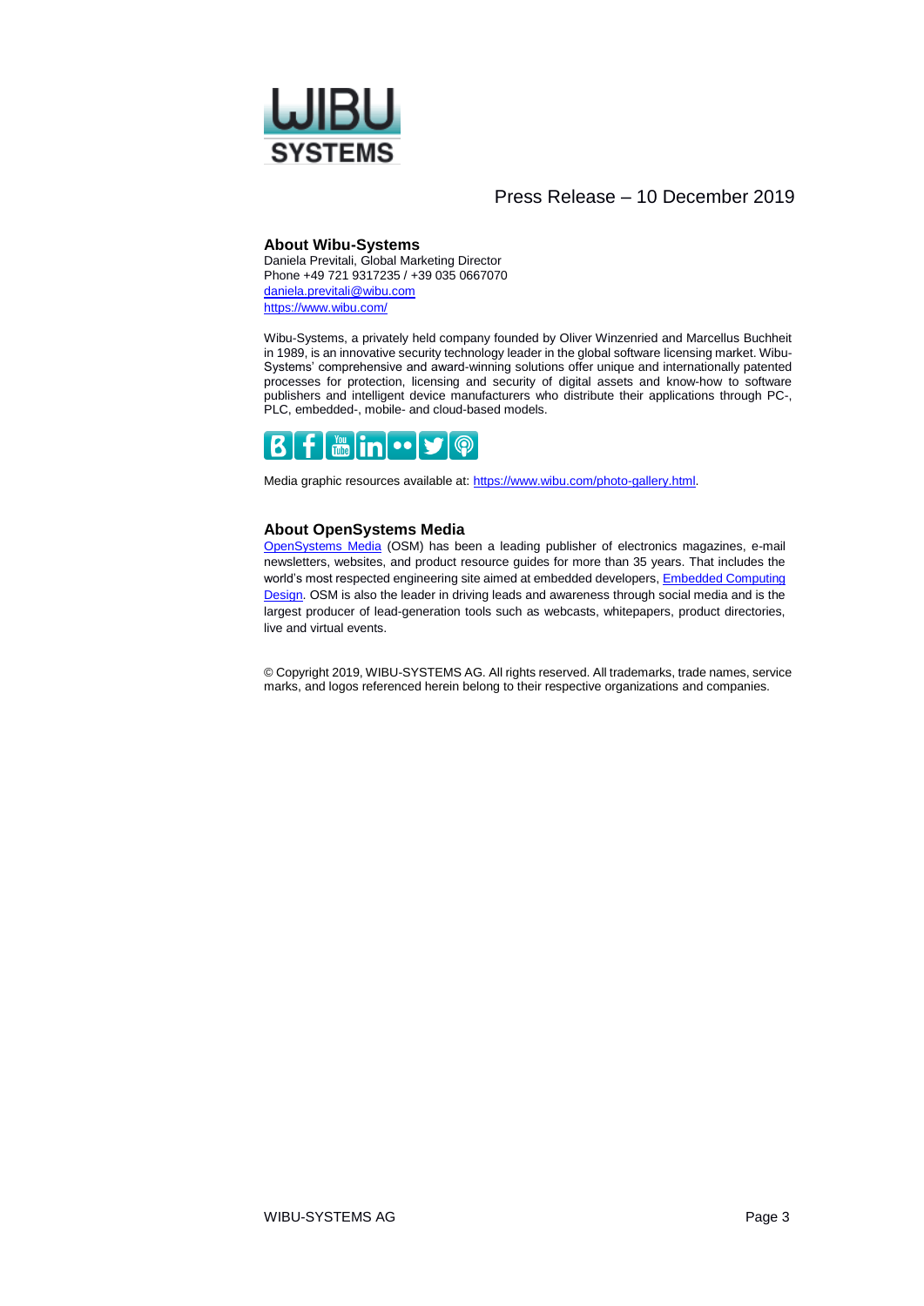Press Release – 10 December 2019

## About Wibu-Systems

Daniela Previtali, Global Marketing Director
Phone +49 721 9317235 / +39 035 0667070
daniela.previtali@wibu.com
https://www.wibu.com/

Wibu-Systems, a privately held company founded by Oliver Winzenried and Marcellus Buchheit in 1989, is an innovative security technology leader in the global software licensing market. Wibu-Systems' comprehensive and award-winning solutions offer unique and internationally patented processes for protection, licensing and security of digital assets and know-how to software publishers and intelligent device manufacturers who distribute their applications through PC-, PLC, embedded-, mobile- and cloud-based models.

Media graphic resources available at: https://www.wibu.com/photo-gallery.html.

## About OpenSystems Media

OpenSystems Media (OSM) has been a leading publisher of electronics magazines, e-mail newsletters, websites, and product resource guides for more than 35 years. That includes the world's most respected engineering site aimed at embedded developers, Embedded Computing Design. OSM is also the leader in driving leads and awareness through social media and is the largest producer of lead-generation tools such as webcasts, whitepapers, product directories, live and virtual events.

© Copyright 2019, WIBU-SYSTEMS AG. All rights reserved. All trademarks, trade names, service marks, and logos referenced herein belong to their respective organizations and companies.